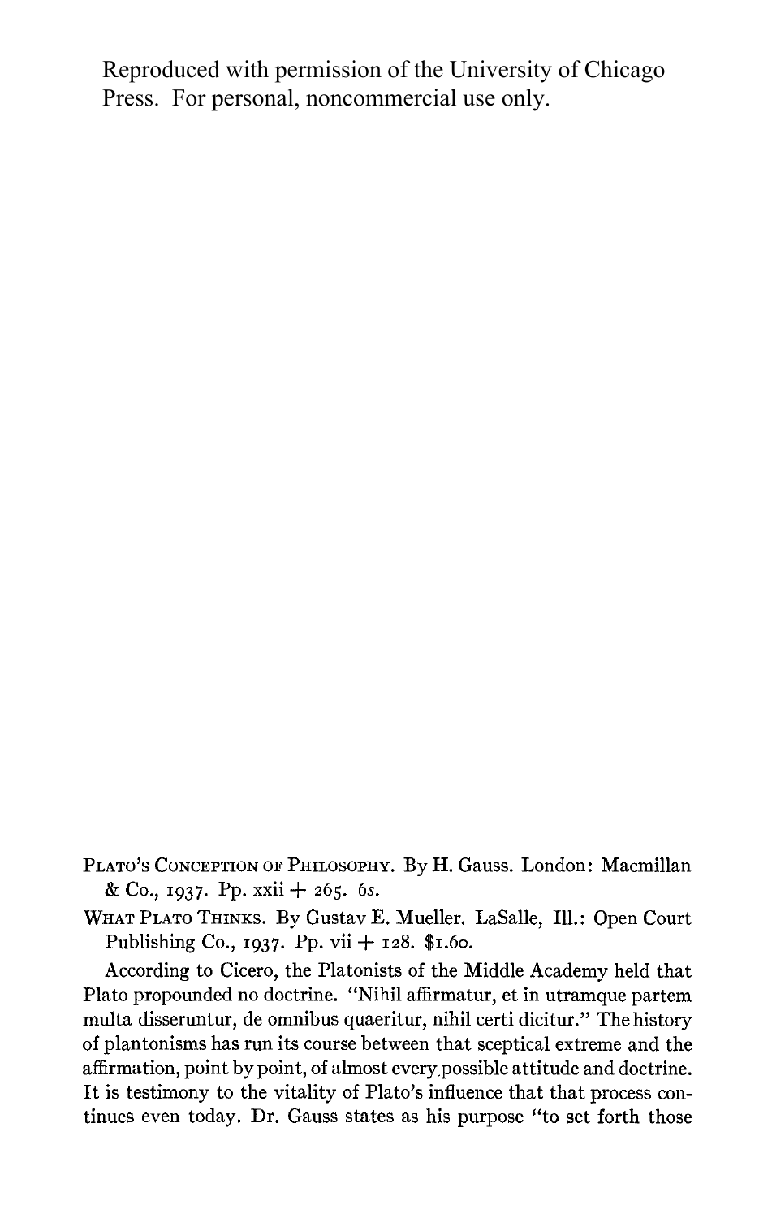Reproduced with permission of the University of Chicago Press. For personal, noncommercial use only.

PLATO'S CONCEPTION OF PHILOSOPHY. By H. Gauss. London: Macmillan & Co., 1937. Pp. xxii + 265. 6s.

WHAT PLATO THINKS. By Gustav E. Mueller. LaSalle, Ill.: Open Court Publishing Co., 1937. Pp. vii + 128. $1.60.

According to Cicero, the Platonists of the Middle Academy held that Plato propounded no doctrine. "Nihil affirmatur, et in utramque partem multa disseruntur, de omnibus quaeritur, nihil certi dicitur." The history of plantonisms has run its course between that sceptical extreme and the affirmation, point by point, of almost every possible attitude and doctrine. It is testimony to the vitality of Plato's influence that that process continues even today. Dr. Gauss states as his purpose "to set forth those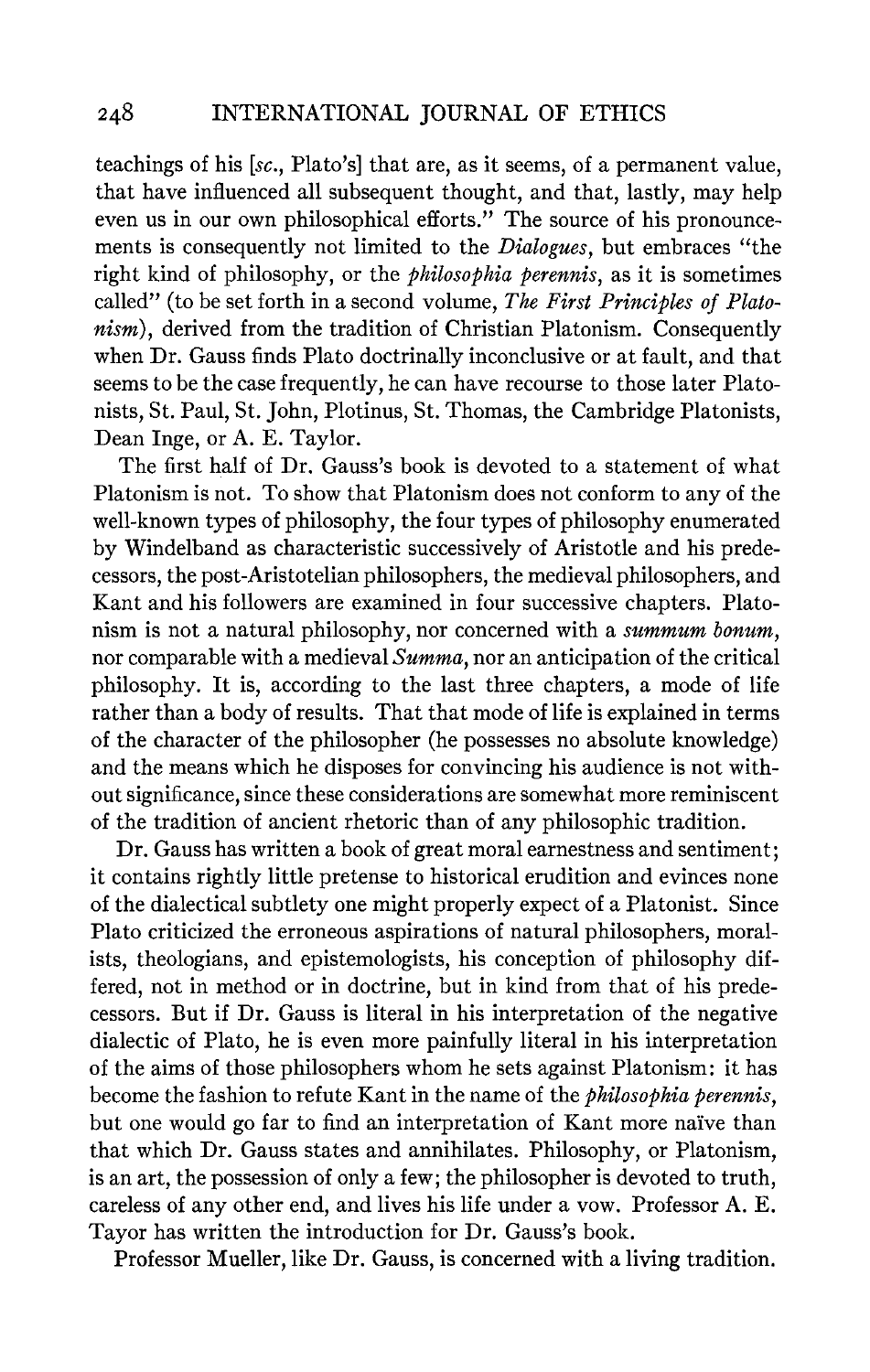teachings of his [*sc.*, Plato's] that are, as it seems, of a permanent value, that have influenced all subsequent thought, and that, lastly, may help even us in our own philosophical efforts." The source of his pronouncements is consequently not limited to the *Dialogues*, but embraces "the right kind of philosophy, or the *philosophia perennis*, as it is sometimes called" (to be set forth in a second volume, *The First Principles of Platonism*), derived from the tradition of Christian Platonism. Consequently when Dr. Gauss finds Plato doctrinally inconclusive or at fault, and that seems to be the case frequently, he can have recourse to those later Platonists, St. Paul, St. John, Plotinus, St. Thomas, the Cambridge Platonists, Dean Inge, or A. E. Taylor.

The first half of Dr. Gauss's book is devoted to a statement of what Platonism is not. To show that Platonism does not conform to any of the well-known types of philosophy, the four types of philosophy enumerated by Windelband as characteristic successively of Aristotle and his predecessors, the post-Aristotelian philosophers, the medieval philosophers, and Kant and his followers are examined in four successive chapters. Platonism is not a natural philosophy, nor concerned with a *summum bonum*, nor comparable with a medieval *Summa*, nor an anticipation of the critical philosophy. It is, according to the last three chapters, a mode of life rather than a body of results. That that mode of life is explained in terms of the character of the philosopher (he possesses no absolute knowledge) and the means which he disposes for convincing his audience is not without significance, since these considerations are somewhat more reminiscent of the tradition of ancient rhetoric than of any philosophic tradition.

Dr. Gauss has written a book of great moral earnestness and sentiment; it contains rightly little pretense to historical erudition and evinces none of the dialectical subtlety one might properly expect of a Platonist. Since Plato criticized the erroneous aspirations of natural philosophers, moralists, theologians, and epistemologists, his conception of philosophy differed, not in method or in doctrine, but in kind from that of his predecessors. But if Dr. Gauss is literal in his interpretation of the negative dialectic of Plato, he is even more painfully literal in his interpretation of the aims of those philosophers whom he sets against Platonism: it has become the fashion to refute Kant in the name of the *philosophia perennis*, but one would go far to find an interpretation of Kant more naïve than that which Dr. Gauss states and annihilates. Philosophy, or Platonism, is an art, the possession of only a few; the philosopher is devoted to truth, careless of any other end, and lives his life under a vow. Professor A. E. Tayor has written the introduction for Dr. Gauss's book.

Professor Mueller, like Dr. Gauss, is concerned with a living tradition.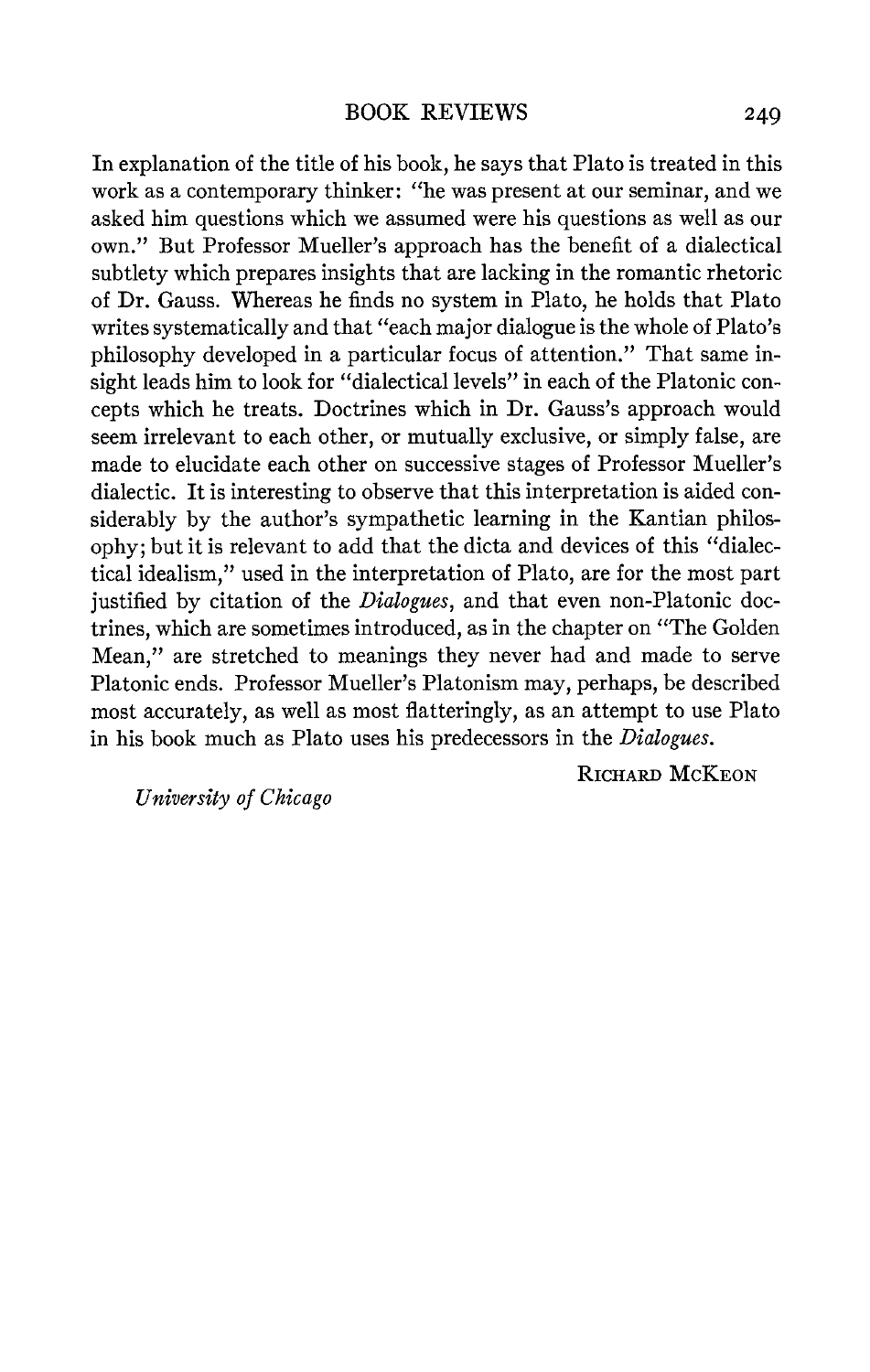In explanation of the title of his book, he says that Plato is treated in this work as a contemporary thinker: "he was present at our seminar, and we asked him questions which we assumed were his questions as well as our own." But Professor Mueller's approach has the benefit of a dialectical subtlety which prepares insights that are lacking in the romantic rhetoric of Dr. Gauss. Whereas he finds no system in Plato, he holds that Plato writes systematically and that "each major dialogue is the whole of Plato's philosophy developed in a particular focus of attention." That same insight leads him to look for "dialectical levels" in each of the Platonic concepts which he treats. Doctrines which in Dr. Gauss's approach would seem irrelevant to each other, or mutually exclusive, or simply false, are made to elucidate each other on successive stages of Professor Mueller's dialectic. It is interesting to observe that this interpretation is aided considerably by the author's sympathetic learning in the Kantian philosophy; but it is relevant to add that the dicta and devices of this "dialectical idealism," used in the interpretation of Plato, are for the most part justified by citation of the *Dialogues*, and that even non-Platonic doctrines, which are sometimes introduced, as in the chapter on "The Golden Mean," are stretched to meanings they never had and made to serve Platonic ends. Professor Mueller's Platonism may, perhaps, be described most accurately, as well as most flatteringly, as an attempt to use Plato in his book much as Plato uses his predecessors in the *Dialogues*.

RICHARD MCKEON

*University of Chicago*